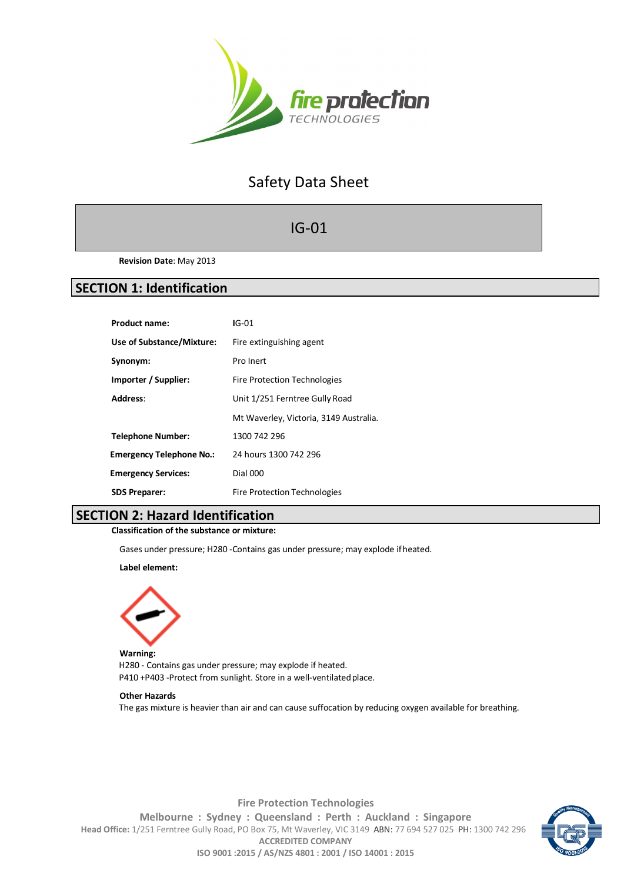# Safety Data Sheet

## IG-01

**Revision Date**: May 2013

## SECTION 1: Identification

| | |
|---|---|
| **Product name:** | IG-01 |
| **Use of Substance/Mixture:** | Fire extinguishing agent |
| **Synonym:** | Pro Inert |
| **Importer / Supplier:** | Fire Protection Technologies |
| **Address:** | Unit 1/251 Ferntree Gully Road |
| | Mt Waverley, Victoria, 3149 Australia. |
| **Telephone Number:** | 1300 742 296 |
| **Emergency Telephone No.:** | 24 hours 1300 742 296 |
| **Emergency Services:** | Dial 000 |
| **SDS Preparer:** | Fire Protection Technologies |

## SECTION 2: Hazard Identification

**Classification of the substance or mixture:**

Gases under pressure; H280 -Contains gas under pressure; may explode if heated.

**Label element:**

**Warning:**

H280 - Contains gas under pressure; may explode if heated.

P410 +P403 -Protect from sunlight. Store in a well-ventilated place.

**Other Hazards**

The gas mixture is heavier than air and can cause suffocation by reducing oxygen available for breathing.

Fire Protection Technologies

Melbourne : Sydney : Queensland : Perth : Auckland : Singapore

**Head Office:** 1/251 Ferntree Gully Road, PO Box 75, Mt Waverley, VIC 3149 ABN: 77 694 527 025 PH: 1300 742 296

ACCREDITED COMPANY

ISO 9001 :2015 / AS/NZS 4801 : 2001 / ISO 14001 : 2015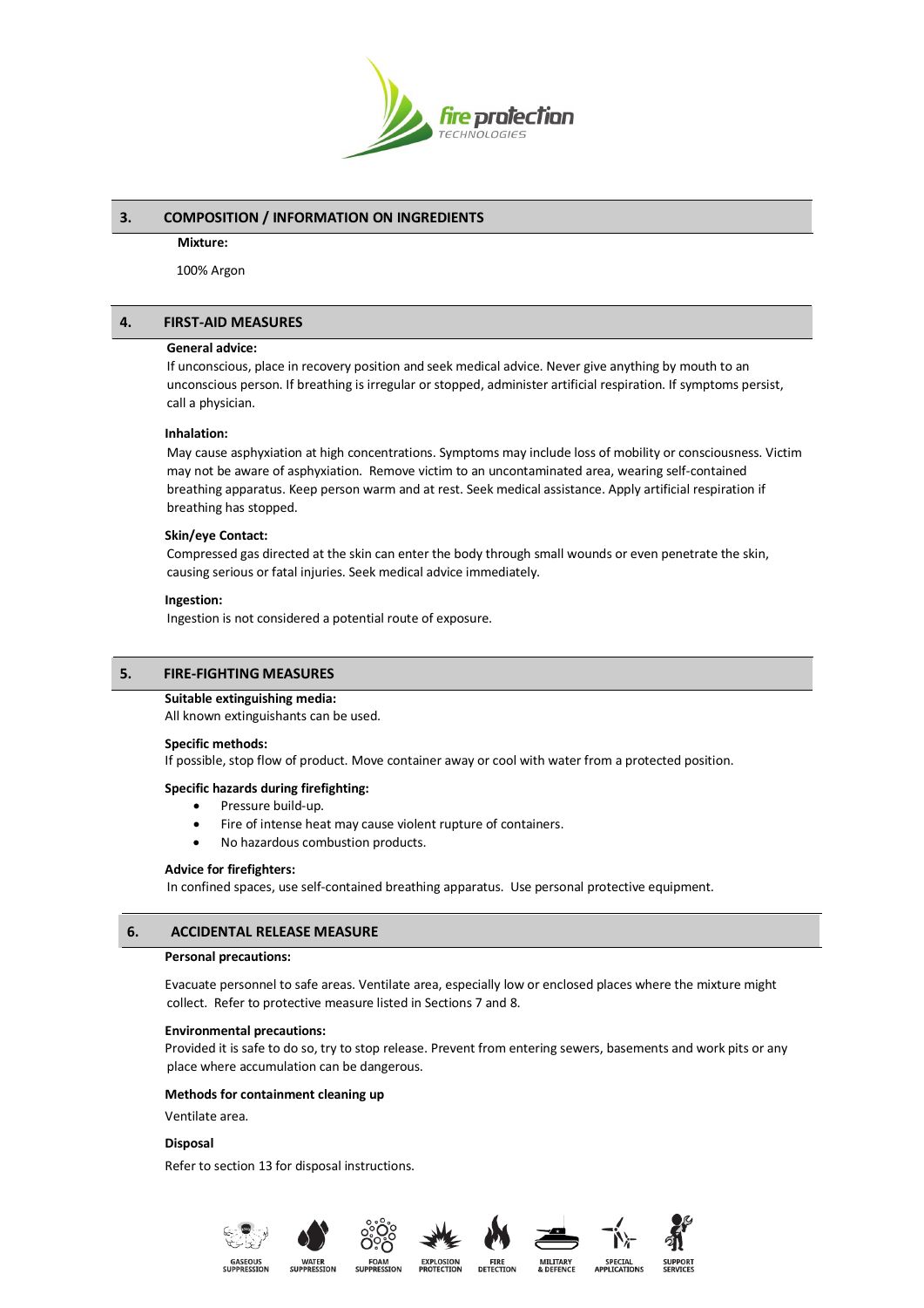## 3. COMPOSITION / INFORMATION ON INGREDIENTS

**Mixture:**

100% Argon

## 4. FIRST-AID MEASURES

**General advice:**

If unconscious, place in recovery position and seek medical advice. Never give anything by mouth to an unconscious person. If breathing is irregular or stopped, administer artificial respiration. If symptoms persist, call a physician.

**Inhalation:**

May cause asphyxiation at high concentrations. Symptoms may include loss of mobility or consciousness. Victim may not be aware of asphyxiation. Remove victim to an uncontaminated area, wearing self-contained breathing apparatus. Keep person warm and at rest. Seek medical assistance. Apply artificial respiration if breathing has stopped.

**Skin/eye Contact:**

Compressed gas directed at the skin can enter the body through small wounds or even penetrate the skin, causing serious or fatal injuries. Seek medical advice immediately.

**Ingestion:**

Ingestion is not considered a potential route of exposure.

## 5. FIRE-FIGHTING MEASURES

**Suitable extinguishing media:**

All known extinguishants can be used.

**Specific methods:**

If possible, stop flow of product. Move container away or cool with water from a protected position.

**Specific hazards during firefighting:**

- Pressure build-up.
- Fire of intense heat may cause violent rupture of containers.
- No hazardous combustion products.

**Advice for firefighters:**

In confined spaces, use self-contained breathing apparatus. Use personal protective equipment.

## 6. ACCIDENTAL RELEASE MEASURE

**Personal precautions:**

Evacuate personnel to safe areas. Ventilate area, especially low or enclosed places where the mixture might collect. Refer to protective measure listed in Sections 7 and 8.

**Environmental precautions:**

Provided it is safe to do so, try to stop release. Prevent from entering sewers, basements and work pits or any place where accumulation can be dangerous.

**Methods for containment cleaning up**

Ventilate area.

**Disposal**

Refer to section 13 for disposal instructions.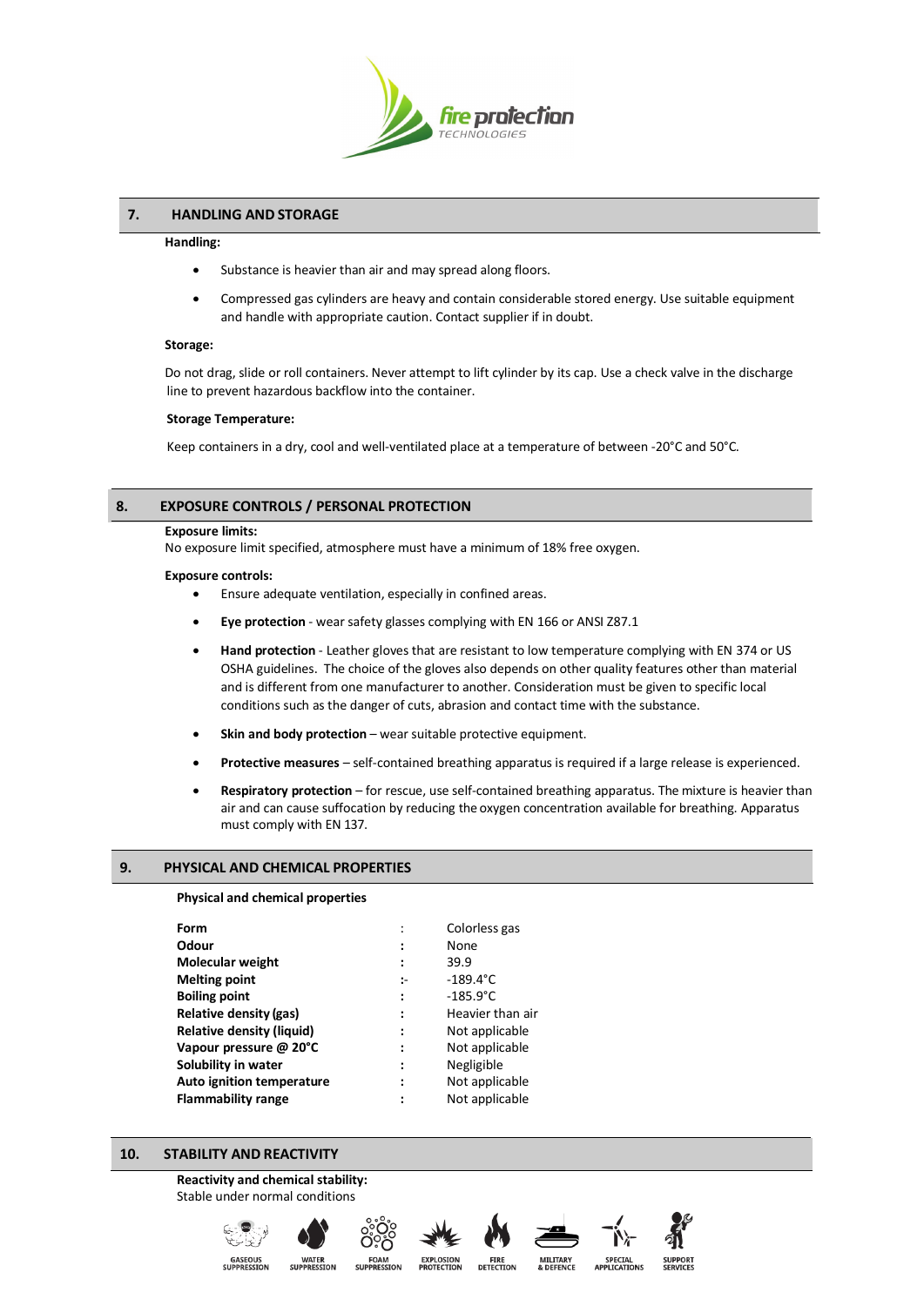## 7. HANDLING AND STORAGE

**Handling:**

- Substance is heavier than air and may spread along floors.
- Compressed gas cylinders are heavy and contain considerable stored energy. Use suitable equipment and handle with appropriate caution. Contact supplier if in doubt.

**Storage:**

Do not drag, slide or roll containers. Never attempt to lift cylinder by its cap. Use a check valve in the discharge line to prevent hazardous backflow into the container.

**Storage Temperature:**

Keep containers in a dry, cool and well-ventilated place at a temperature of between -20°C and 50°C.

## 8. EXPOSURE CONTROLS / PERSONAL PROTECTION

**Exposure limits:**
No exposure limit specified, atmosphere must have a minimum of 18% free oxygen.

**Exposure controls:**

- Ensure adequate ventilation, especially in confined areas.
- **Eye protection** - wear safety glasses complying with EN 166 or ANSI Z87.1
- **Hand protection** - Leather gloves that are resistant to low temperature complying with EN 374 or US OSHA guidelines. The choice of the gloves also depends on other quality features other than material and is different from one manufacturer to another. Consideration must be given to specific local conditions such as the danger of cuts, abrasion and contact time with the substance.
- **Skin and body protection** – wear suitable protective equipment.
- **Protective measures** – self-contained breathing apparatus is required if a large release is experienced.
- **Respiratory protection** – for rescue, use self-contained breathing apparatus. The mixture is heavier than air and can cause suffocation by reducing the oxygen concentration available for breathing. Apparatus must comply with EN 137.

## 9. PHYSICAL AND CHEMICAL PROPERTIES

**Physical and chemical properties**

| | | |
|---|---|---|
| **Form** | : | Colorless gas |
| **Odour** | : | None |
| **Molecular weight** | : | 39.9 |
| **Melting point** | :- | -189.4°C |
| **Boiling point** | : | -185.9°C |
| **Relative density (gas)** | : | Heavier than air |
| **Relative density (liquid)** | : | Not applicable |
| **Vapour pressure @ 20°C** | : | Not applicable |
| **Solubility in water** | : | Negligible |
| **Auto ignition temperature** | : | Not applicable |
| **Flammability range** | : | Not applicable |

## 10. STABILITY AND REACTIVITY

**Reactivity and chemical stability:**
Stable under normal conditions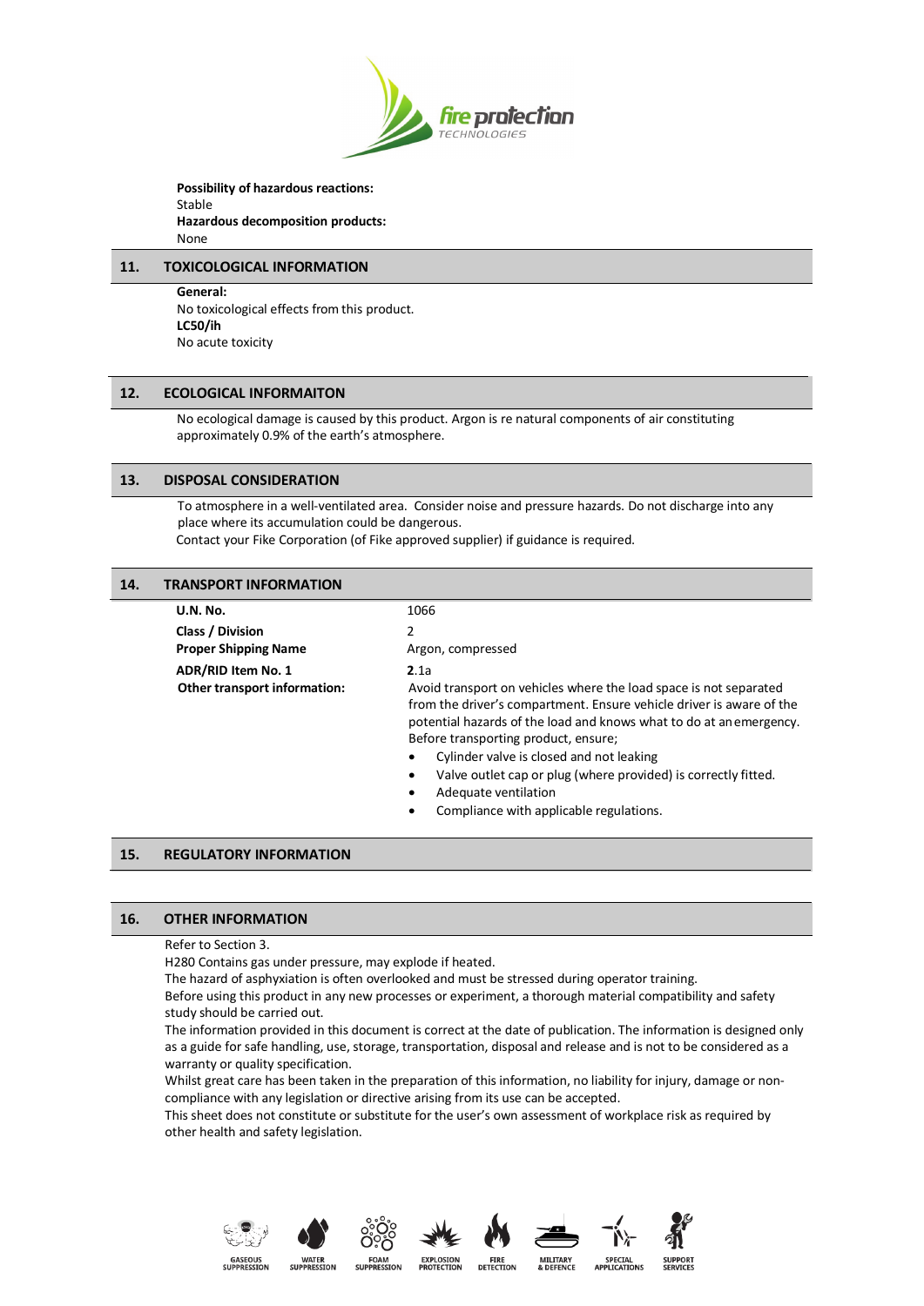**Possibility of hazardous reactions:**
Stable
**Hazardous decomposition products:**
None

## 11. TOXICOLOGICAL INFORMATION

**General:**
No toxicological effects from this product.
**LC50/ih**
No acute toxicity

## 12. ECOLOGICAL INFORMAITON

No ecological damage is caused by this product. Argon is re natural components of air constituting approximately 0.9% of the earth's atmosphere.

## 13. DISPOSAL CONSIDERATION

To atmosphere in a well-ventilated area. Consider noise and pressure hazards. Do not discharge into any place where its accumulation could be dangerous.
Contact your Fike Corporation (of Fike approved supplier) if guidance is required.

## 14. TRANSPORT INFORMATION

| | |
|---|---|
| **U.N. No.** | 1066 |
| **Class / Division** | 2 |
| **Proper Shipping Name** | Argon, compressed |
| **ADR/RID Item No. 1** | **2**.1a |
| **Other transport information:** | Avoid transport on vehicles where the load space is not separated from the driver's compartment. Ensure vehicle driver is aware of the potential hazards of the load and knows what to do at an emergency. Before transporting product, ensure; • Cylinder valve is closed and not leaking • Valve outlet cap or plug (where provided) is correctly fitted. • Adequate ventilation • Compliance with applicable regulations. |

## 15. REGULATORY INFORMATION

## 16. OTHER INFORMATION

Refer to Section 3.
H280 Contains gas under pressure, may explode if heated.
The hazard of asphyxiation is often overlooked and must be stressed during operator training.
Before using this product in any new processes or experiment, a thorough material compatibility and safety study should be carried out.
The information provided in this document is correct at the date of publication. The information is designed only as a guide for safe handling, use, storage, transportation, disposal and release and is not to be considered as a warranty or quality specification.
Whilst great care has been taken in the preparation of this information, no liability for injury, damage or non-compliance with any legislation or directive arising from its use can be accepted.
This sheet does not constitute or substitute for the user's own assessment of workplace risk as required by other health and safety legislation.